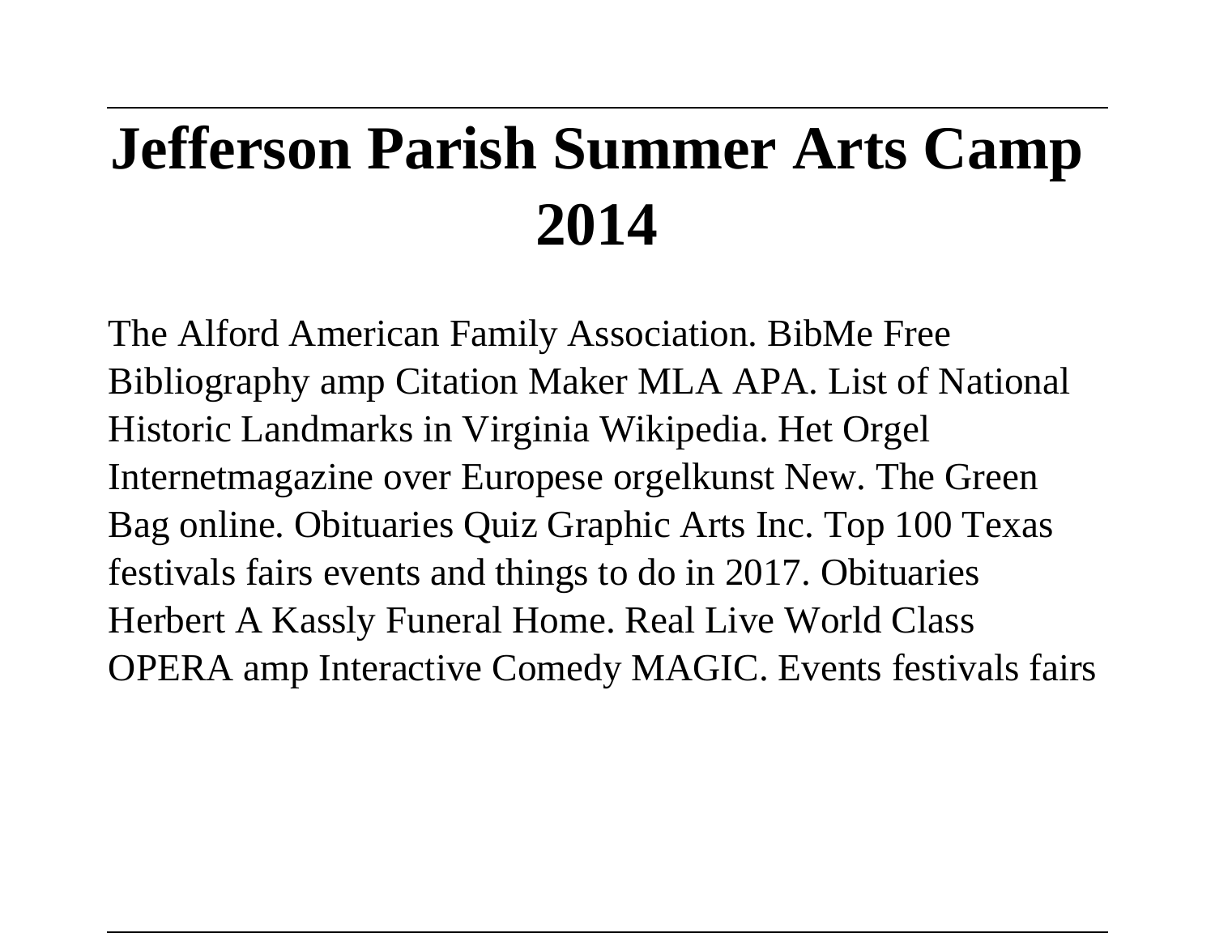# Jefferson Parish Summer Arts Camp 2014

The Alford American Family Association. BibMe Free Bibliography amp Citation Maker MLA APA. List of National Historic Landmarks in Virginia Wikipedia. Het Orgel Internetmagazine over Europese orgelkunst New. The Green Bag online. Obituaries Quiz Graphic Arts Inc. Top 100 Texas festivals fairs events and things to do in 2017. Obituaries Herbert A Kassly Funeral Home. Real Live World Class OPERA amp Interactive Comedy MAGIC. Events festivals fairs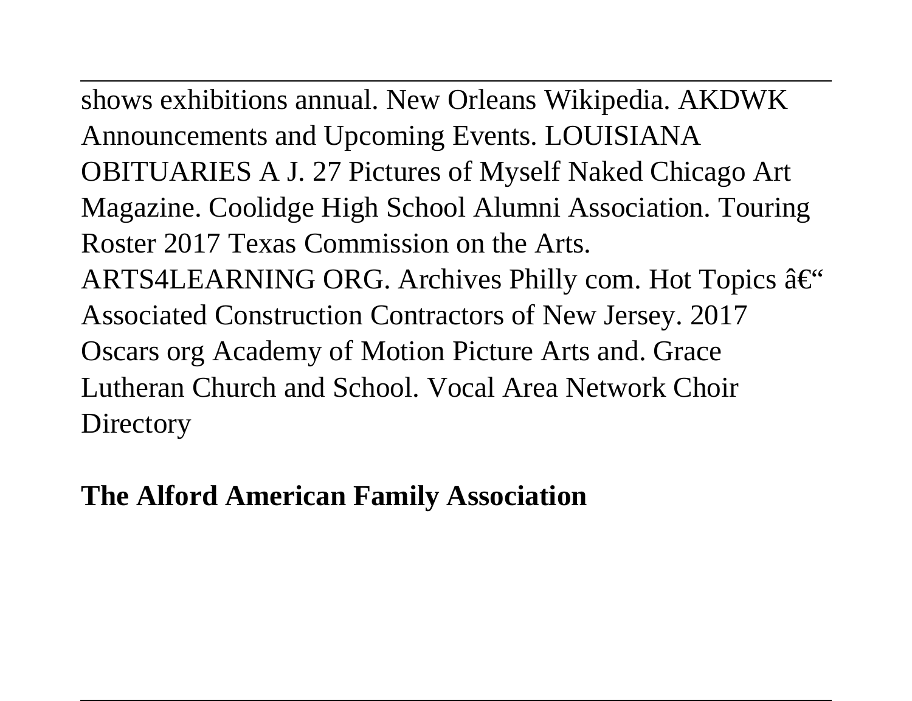shows exhibitions annual. New Orleans Wikipedia. AKDWK Announcements and Upcoming Events. LOUISIANA OBITUARIES A J. 27 Pictures of Myself Naked Chicago Art Magazine. Coolidge High School Alumni Association. Touring Roster 2017 Texas Commission on the Arts. ARTS4LEARNING ORG. Archives Philly com. Hot Topics â€“ Associated Construction Contractors of New Jersey. 2017 Oscars org Academy of Motion Picture Arts and. Grace Lutheran Church and School. Vocal Area Network Choir Directory

**The Alford American Family Association**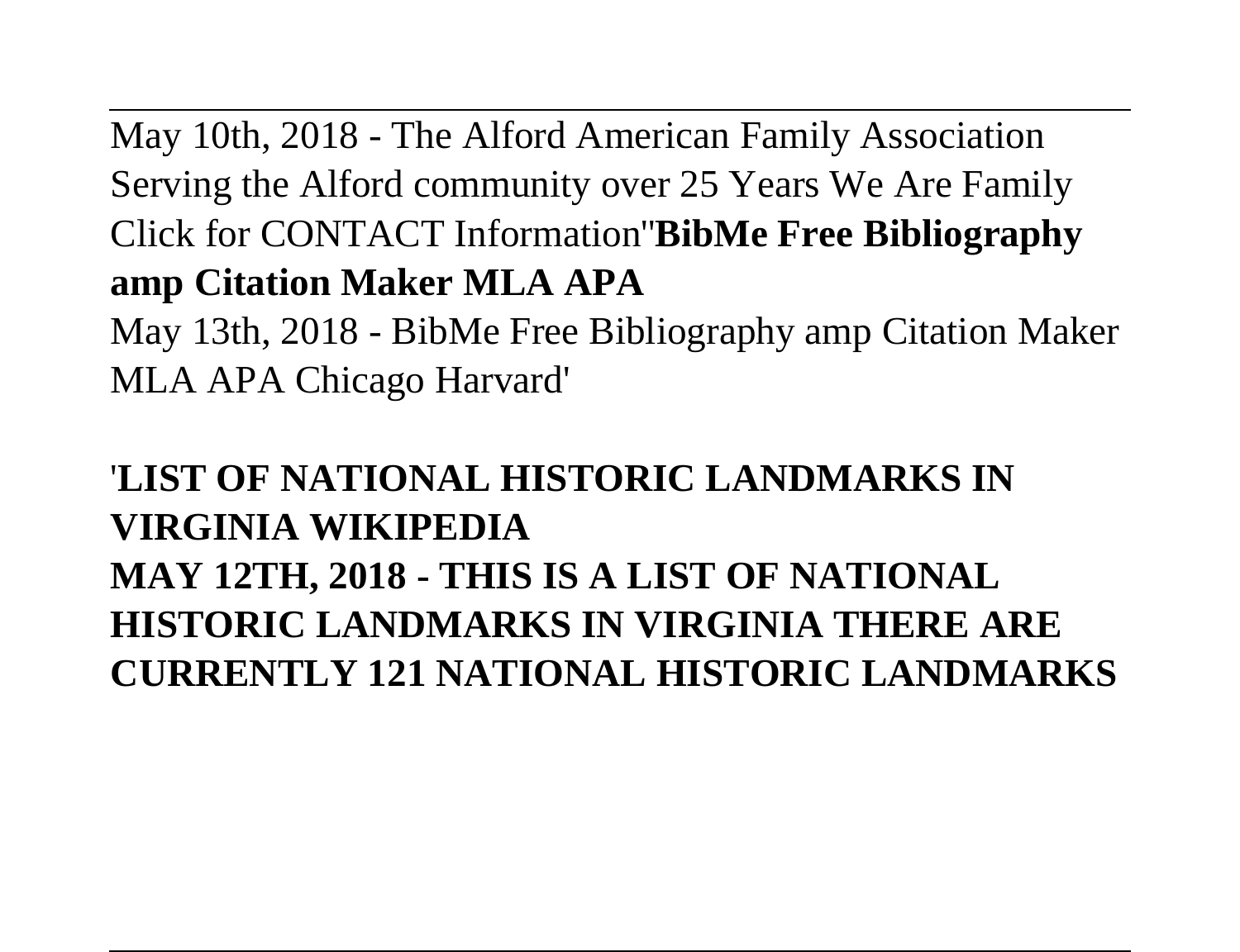May 10th, 2018 - The Alford American Family Association Serving the Alford community over 25 Years We Are Family Click for CONTACT Information''**BibMe Free Bibliography amp Citation Maker MLA APA**

May 13th, 2018 - BibMe Free Bibliography amp Citation Maker MLA APA Chicago Harvard'

'**LIST OF NATIONAL HISTORIC LANDMARKS IN VIRGINIA WIKIPEDIA**

**MAY 12TH, 2018 - THIS IS A LIST OF NATIONAL HISTORIC LANDMARKS IN VIRGINIA THERE ARE CURRENTLY 121 NATIONAL HISTORIC LANDMARKS**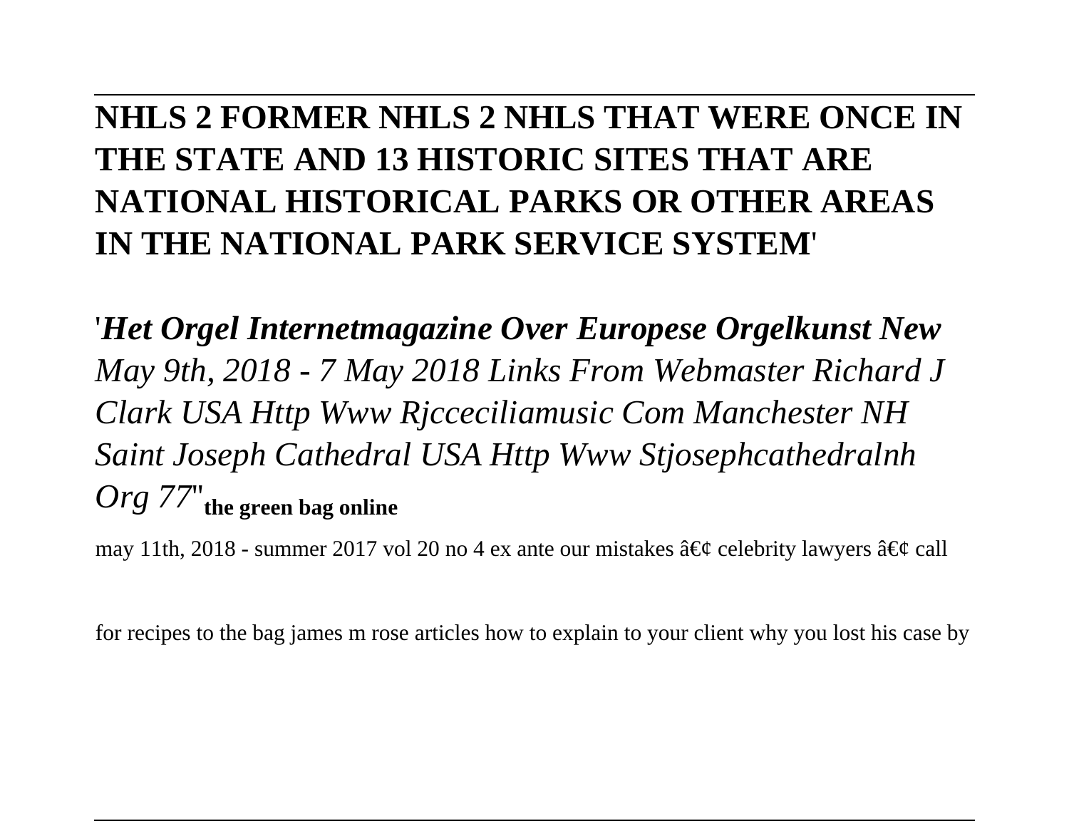**NHLS 2 FORMER NHLS 2 NHLS THAT WERE ONCE IN THE STATE AND 13 HISTORIC SITES THAT ARE NATIONAL HISTORICAL PARKS OR OTHER AREAS IN THE NATIONAL PARK SERVICE SYSTEM**'

'*Het Orgel Internetmagazine Over Europese Orgelkunst New May 9th, 2018 - 7 May 2018 Links From Webmaster Richard J Clark USA Http Www Rjcceciliamusic Com Manchester NH Saint Joseph Cathedral USA Http Www Stjosephcathedralnh Org 77*''**the green bag online**

may 11th, 2018 - summer 2017 vol 20 no 4 ex ante our mistakes â€¢ celebrity lawyers â€¢ call for recipes to the bag james m rose articles how to explain to your client why you lost his case by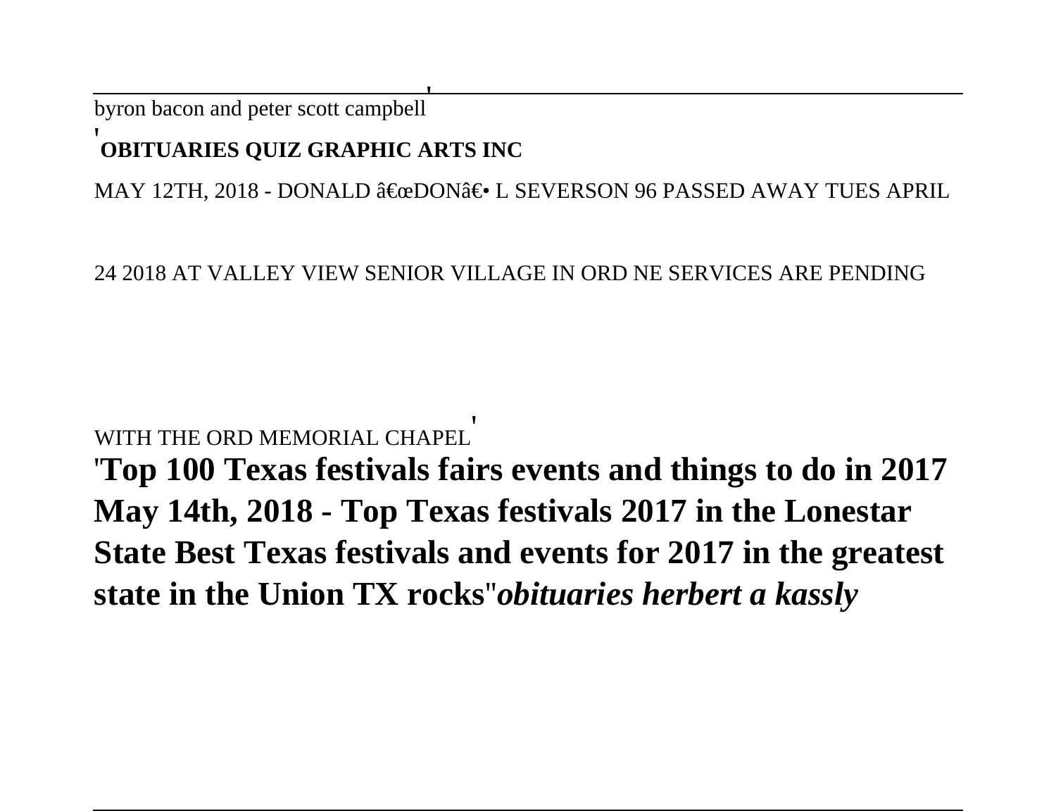byron bacon and peter scott campbell'

'**OBITUARIES QUIZ GRAPHIC ARTS INC**

MAY 12TH, 2018 - DONALD â€œDONâ€• L SEVERSON 96 PASSED AWAY TUES APRIL 24 2018 AT VALLEY VIEW SENIOR VILLAGE IN ORD NE SERVICES ARE PENDING WITH THE ORD MEMORIAL CHAPEL'

'**Top 100 Texas festivals fairs events and things to do in 2017 May 14th, 2018 - Top Texas festivals 2017 in the Lonestar State Best Texas festivals and events for 2017 in the greatest state in the Union TX rocks**''***obituaries herbert a kassly***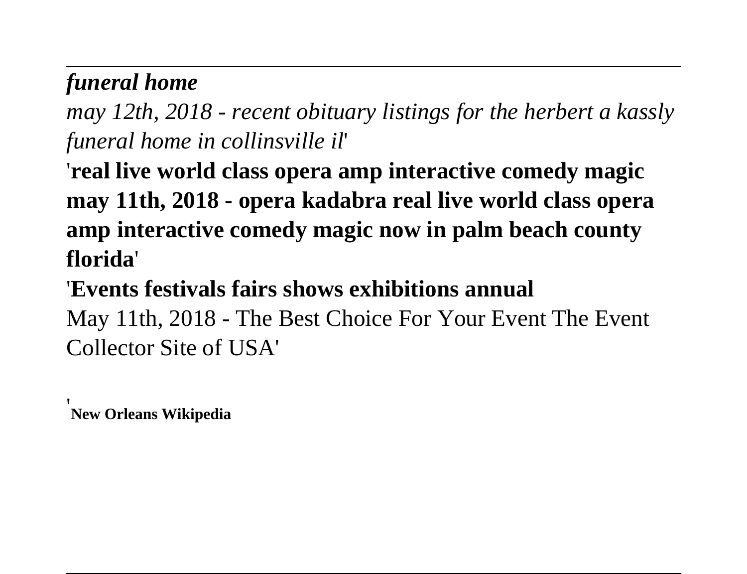***funeral home***

*may 12th, 2018 - recent obituary listings for the herbert a kassly funeral home in collinsville il*'

'**real live world class opera amp interactive comedy magic may 11th, 2018 - opera kadabra real live world class opera amp interactive comedy magic now in palm beach county florida**'

'**Events festivals fairs shows exhibitions annual**

May 11th, 2018 - The Best Choice For Your Event The Event Collector Site of USA'

'**New Orleans Wikipedia**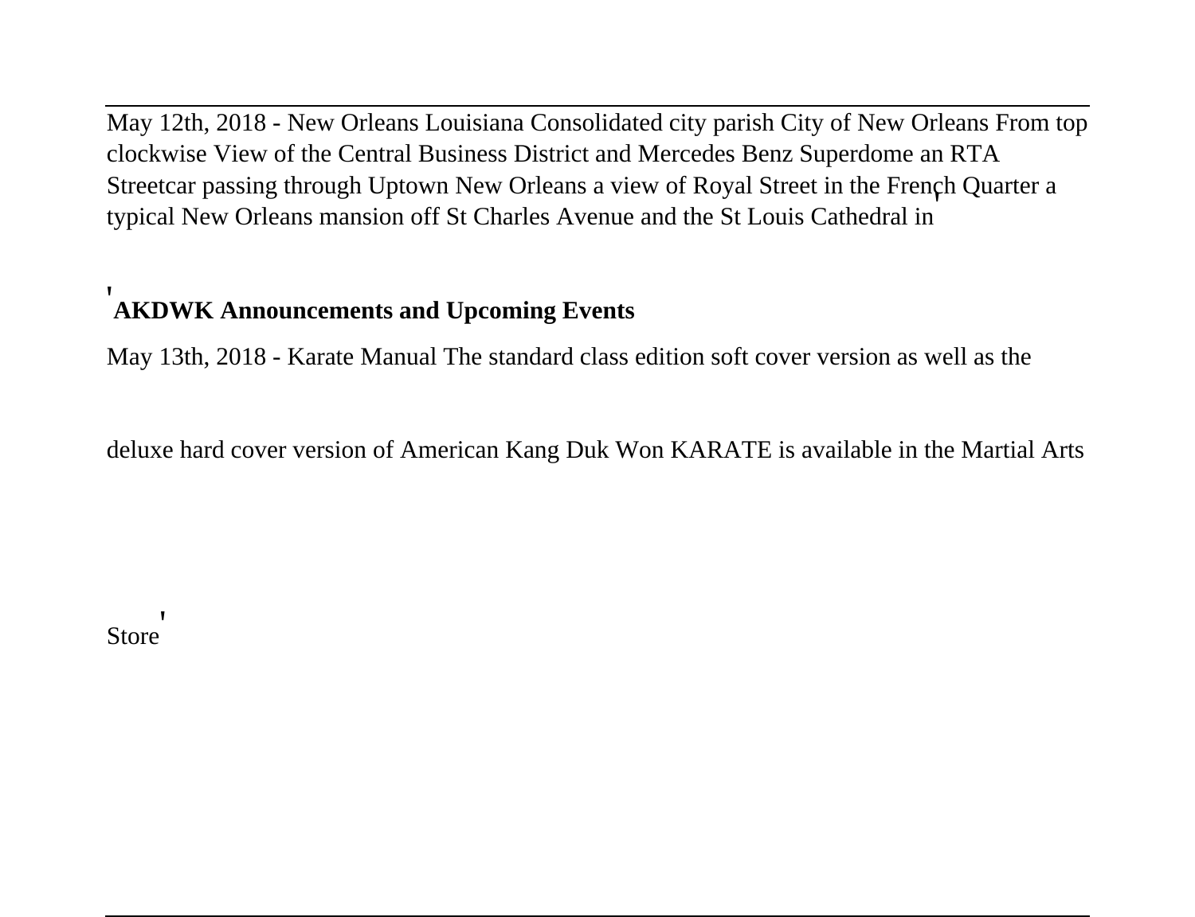May 12th, 2018 - New Orleans Louisiana Consolidated city parish City of New Orleans From top clockwise View of the Central Business District and Mercedes Benz Superdome an RTA Streetcar passing through Uptown New Orleans a view of Royal Street in the French Quarter a typical New Orleans mansion off St Charles Avenue and the St Louis Cathedral in'

'**AKDWK Announcements and Upcoming Events**

May 13th, 2018 - Karate Manual The standard class edition soft cover version as well as the deluxe hard cover version of American Kang Duk Won KARATE is available in the Martial Arts Store'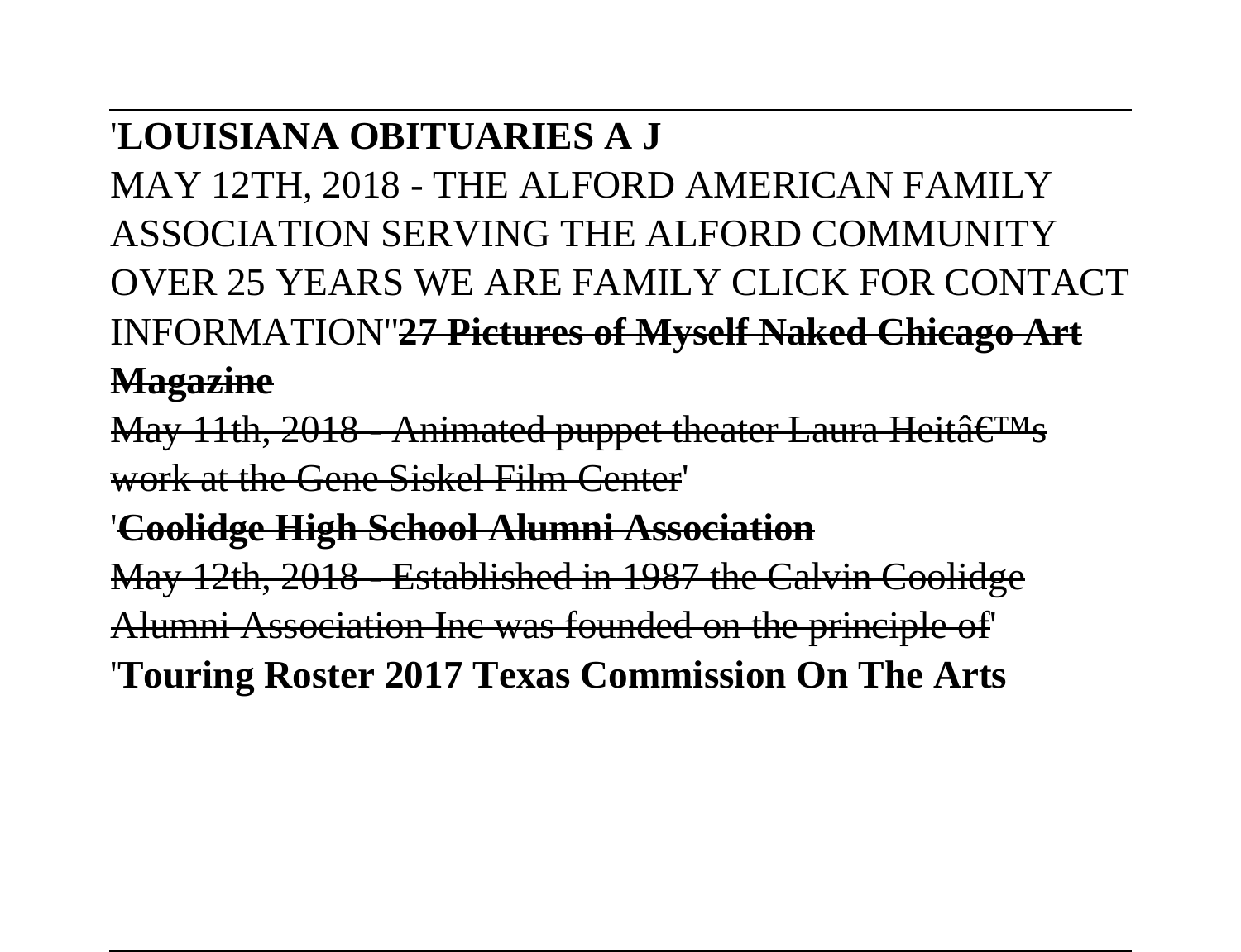'**LOUISIANA OBITUARIES A J**

MAY 12TH, 2018 - THE ALFORD AMERICAN FAMILY ASSOCIATION SERVING THE ALFORD COMMUNITY OVER 25 YEARS WE ARE FAMILY CLICK FOR CONTACT INFORMATION''**27 Pictures of Myself Naked Chicago Art Magazine**

May 11th, 2018 - Animated puppet theater Laura Heitâ€™s work at the Gene Siskel Film Center'

'**Coolidge High School Alumni Association**

May 12th, 2018 - Established in 1987 the Calvin Coolidge Alumni Association Inc was founded on the principle of'

'**Touring Roster 2017 Texas Commission On The Arts**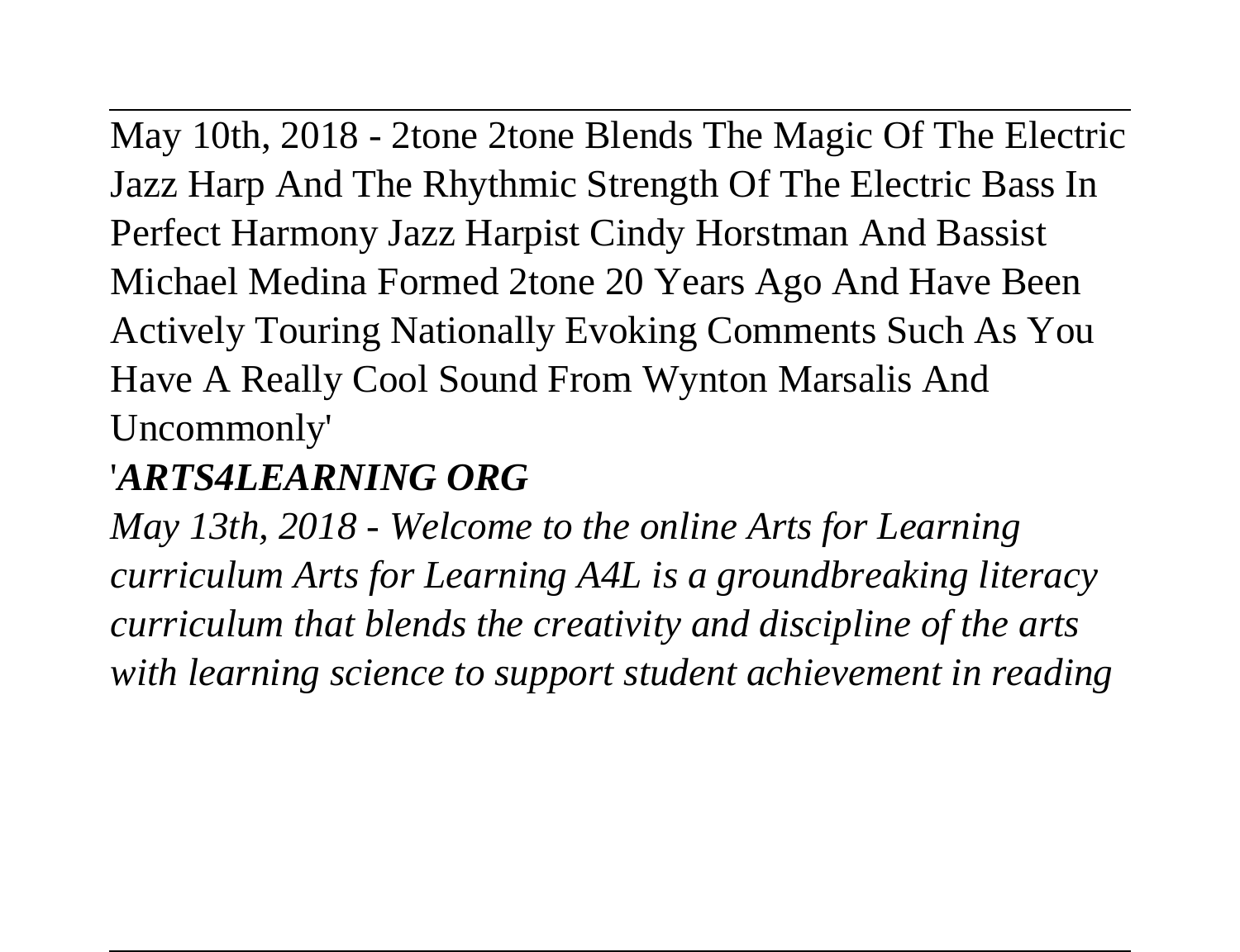May 10th, 2018 - 2tone 2tone Blends The Magic Of The Electric Jazz Harp And The Rhythmic Strength Of The Electric Bass In Perfect Harmony Jazz Harpist Cindy Horstman And Bassist Michael Medina Formed 2tone 20 Years Ago And Have Been Actively Touring Nationally Evoking Comments Such As You Have A Really Cool Sound From Wynton Marsalis And Uncommonly'

'***ARTS4LEARNING ORG***

*May 13th, 2018 - Welcome to the online Arts for Learning curriculum Arts for Learning A4L is a groundbreaking literacy curriculum that blends the creativity and discipline of the arts with learning science to support student achievement in reading*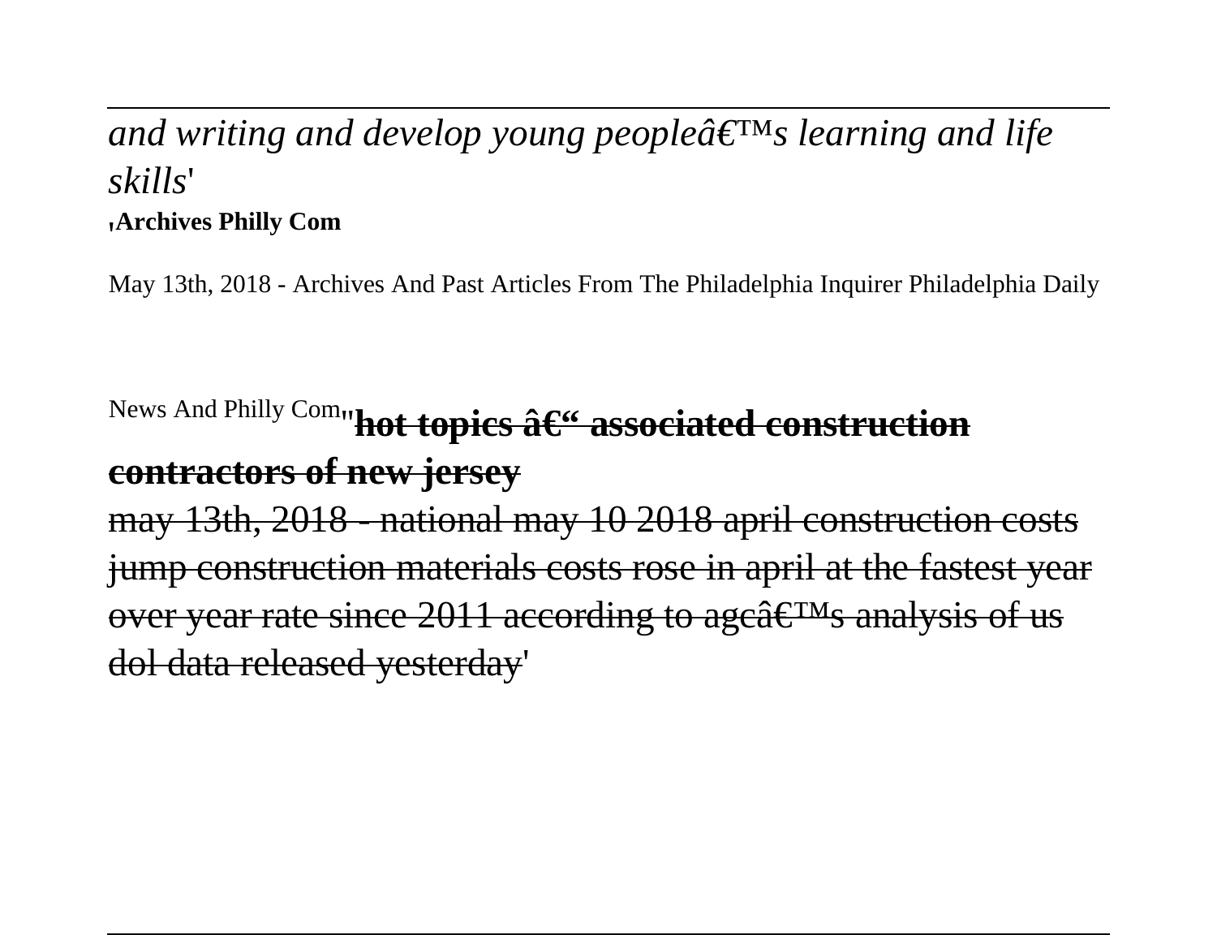*and writing and develop young peopleâ€™s learning and life skills*'

'**Archives Philly Com**

May 13th, 2018 - Archives And Past Articles From The Philadelphia Inquirer Philadelphia Daily News And Philly Com''**~~hot topics â€“ associated construction contractors of new jersey~~**

~~may 13th, 2018 - national may 10 2018 april construction costs jump construction materials costs rose in april at the fastest year over year rate since 2011 according to agcâ€™s analysis of us dol data released yesterday~~'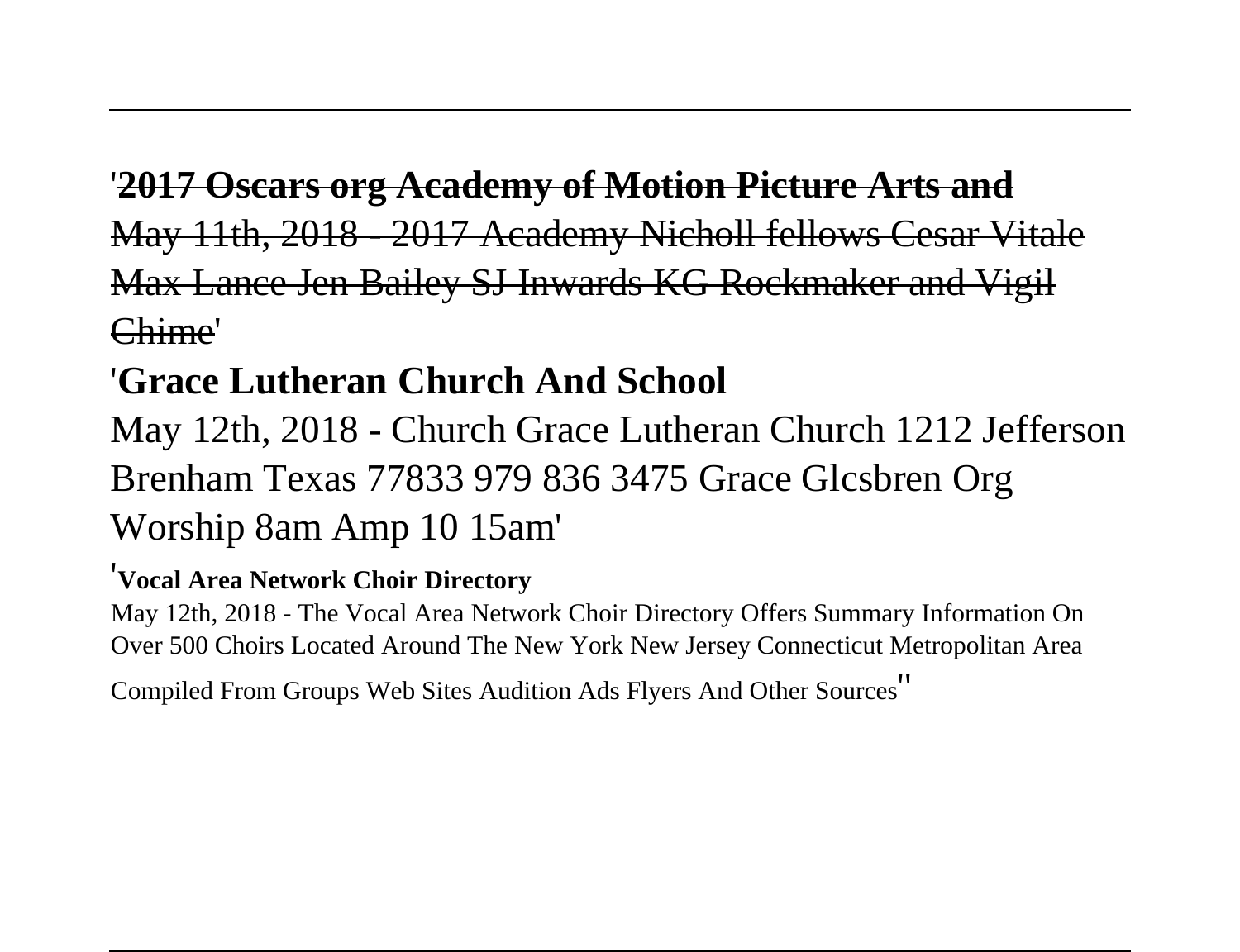'**2017 Oscars org Academy of Motion Picture Arts and**

~~May 11th, 2018 - 2017 Academy Nicholl fellows Cesar Vitale Max Lance Jen Bailey SJ Inwards KG Rockmaker and Vigil Chime~~'

## 'Grace Lutheran Church And School

May 12th, 2018 - Church Grace Lutheran Church 1212 Jefferson Brenham Texas 77833 979 836 3475 Grace Glcsbren Org Worship 8am Amp 10 15am'

'**Vocal Area Network Choir Directory**

May 12th, 2018 - The Vocal Area Network Choir Directory Offers Summary Information On Over 500 Choirs Located Around The New York New Jersey Connecticut Metropolitan Area Compiled From Groups Web Sites Audition Ads Flyers And Other Sources''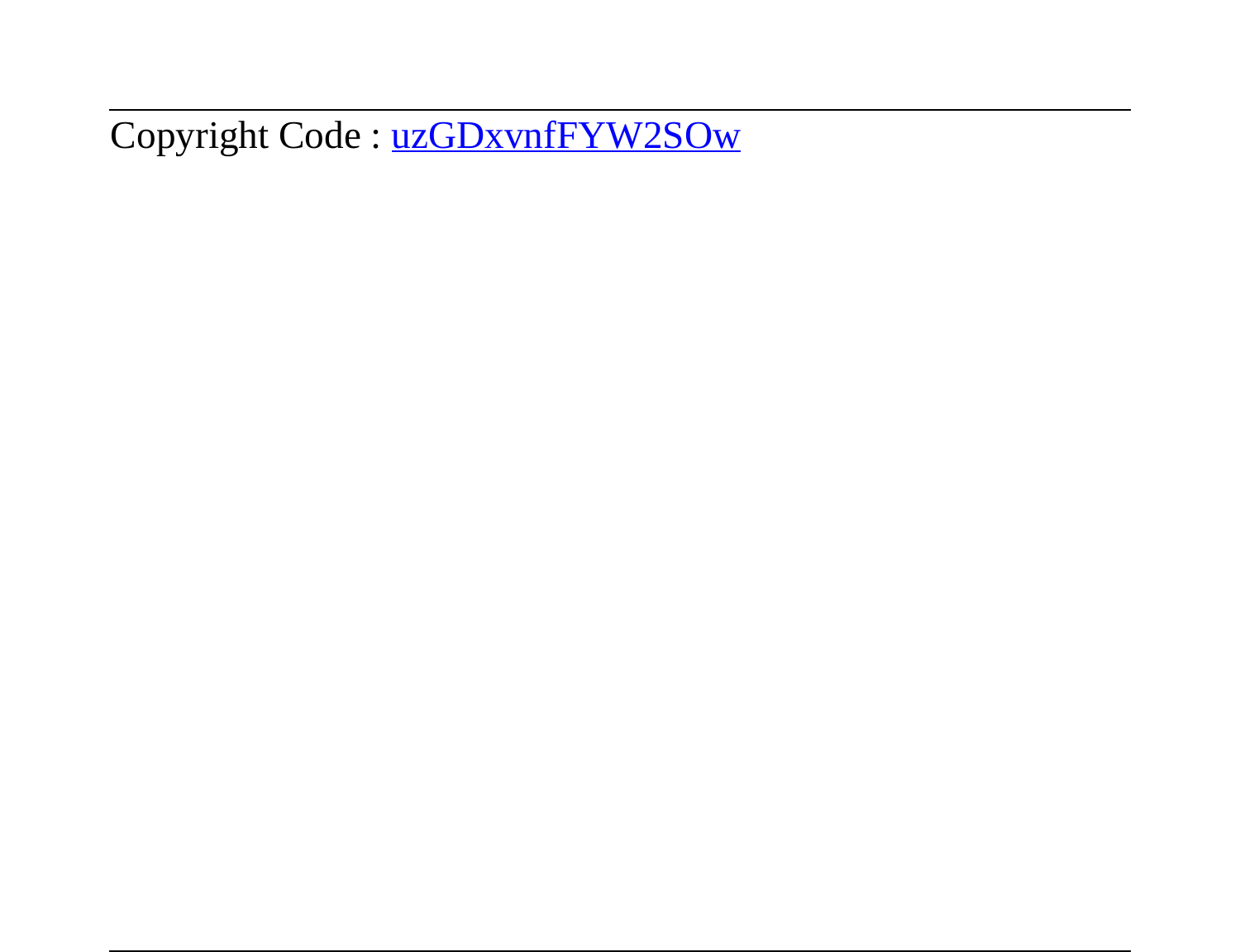Copyright Code : uzGDxvnfFYW2SOw